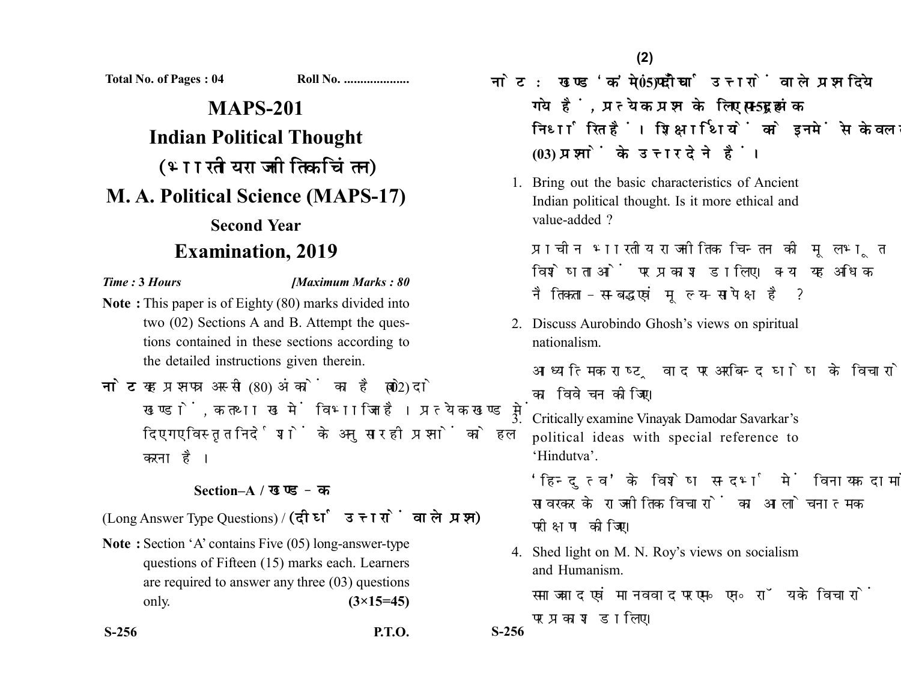Total No. of Pages : 04 Roll No. ....................

# MAPS-201

# Indian Political Thought

## (भारतीय राजनीतिक चिंतन)

# M. A. Political Science (MAPS-17)

### Second Year

## Examination, 2019

*Time :* **3** *Hours* *[Maximum Marks : 80*

**Note :** This paper is of Eighty (80) marks divided into two (02) Sections A and B. Attempt the questions contained in these sections according to the detailed instructions given therein.

**नोट :** यह प्रश्नपत्र अस्सी (80) अंकों का है जो दो (02) खण्डों, क तथा ख में विभाजित है। प्रत्येक खण्ड में दिए गए विस्तृत निर्देशों के अनुसार ही प्रश्नों को हल करना है।

### Section–A / खण्ड–क

(Long Answer Type Questions) / **(दीर्घ उत्तरों वाले प्रश्न)**

**Note :** Section 'A' contains Five (05) long-answer-type questions of Fifteen (15) marks each. Learners are required to answer any three (03) questions only. **(3×15=45)**

**नोट :** खण्ड 'क' में पाँच (05) दीर्घ उत्तरों वाले प्रश्न दिये गये हैं, प्रत्येक प्रश्न के लिए पन्द्रह (15) अंक निर्धारित हैं। शिक्षार्थियों को इनमें से केवल तीन (03) प्रश्नों के उत्तर देने हैं।

1. Bring out the basic characteristics of Ancient Indian political thought. Is it more ethical and value-added ?

   प्राचीन भारतीय राजनीतिक चिन्तन की मूलभूत विशेषताओं पर प्रकाश डालिए। क्या यह अधिक नैतिकता-सम्बद्ध एवं मूल्य-सापेक्ष है ?

2. Discuss Aurobindo Ghosh's views on spiritual nationalism.

   आध्यात्मिक राष्ट्रवाद पर अरबिन्द घोष के विचारों का विवेचन कीजिए।

3. Critically examine Vinayak Damodar Savarkar's political ideas with special reference to 'Hindutva'.

   'हिन्दुत्व' के विशेष सन्दर्भ में विनायक दामोदर सावरकर के राजनीतिक विचारों का आलोचनात्मक परीक्षण कीजिए।

4. Shed light on M. N. Roy's views on socialism and Humanism.

   समाजवाद एवं मानववाद पर एम० एन० रॉय के विचारों पर प्रकाश डालिए।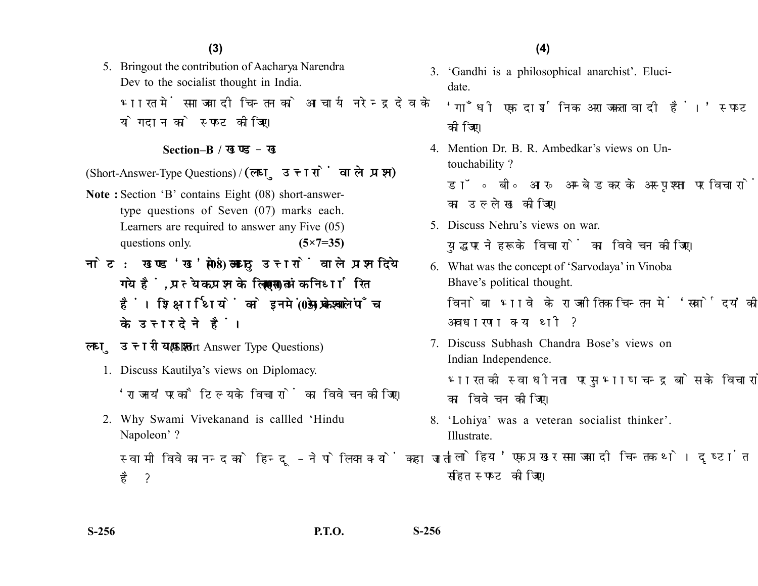5. Bringout the contribution of Aacharya Narendra Dev to the socialist thought in India.

   भारत में समाजवादी चिन्तन को आचार्य नरेन्द्र देव के योगदान को स्पष्ट कीजिए।

## Section–B / खण्ड – ख

(Short-Answer-Type Questions) / **(लघु उत्तरों वाले प्रश्न)**

**Note :** Section 'B' contains Eight (08) short-answer-type questions of Seven (07) marks each. Learners are required to answer any Five (05) questions only. **(5×7=35)**

**नोट : खण्ड 'ख' में आठ (08) लघु उत्तरों वाले प्रश्न दिये गये हैं, प्रत्येक प्रश्न के लिए सात (07) अंक निर्धारित हैं। शिक्षार्थियों को इनमें से केवल पाँच (05) प्रश्नों के उत्तर देने हैं।**

**लघु उत्तरीय प्रश्न** (Short Answer Type Questions)

1. Discuss Kautilya's views on Diplomacy.

   'राजनय' पर कौटिल्य के विचारों का विवेचन कीजिए।

2. Why Swami Vivekanand is callled 'Hindu Napoleon' ?

   स्वामी विवेकानन्द को हिन्दू-नेपोलियन क्यों कहा जाता है ?

3. 'Gandhi is a philosophical anarchist'. Elucidate.

   'गाँधी एक दार्शनिक अराजकतावादी हैं।' स्पष्ट कीजिए।

4. Mention Dr. B. R. Ambedkar's views on Untouchability ?

   डॉ० बी० आर० अम्बेडकर के अस्पृश्यता पर विचारों का उल्लेख कीजिए।

5. Discuss Nehru's views on war.

   युद्ध पर नेहरू के विचारों का विवेचन कीजिए।

6. What was the concept of 'Sarvodaya' in Vinoba Bhave's political thought.

   विनोबा भावे के राजनीतिक चिन्तन में 'सर्वोदय' की अवधारणा क्या थी ?

7. Discuss Subhash Chandra Bose's views on Indian Independence.

   भारत की स्वाधीनता पर सुभाष चन्द्र बोस के विचारों का विवेचन कीजिए।

8. 'Lohiya' was a veteran socialist thinker'. Illustrate.

   'लोहिया' एक प्रखर समाजवादी चिन्तक थे। दृष्टांत सहित स्पष्ट कीजिए।